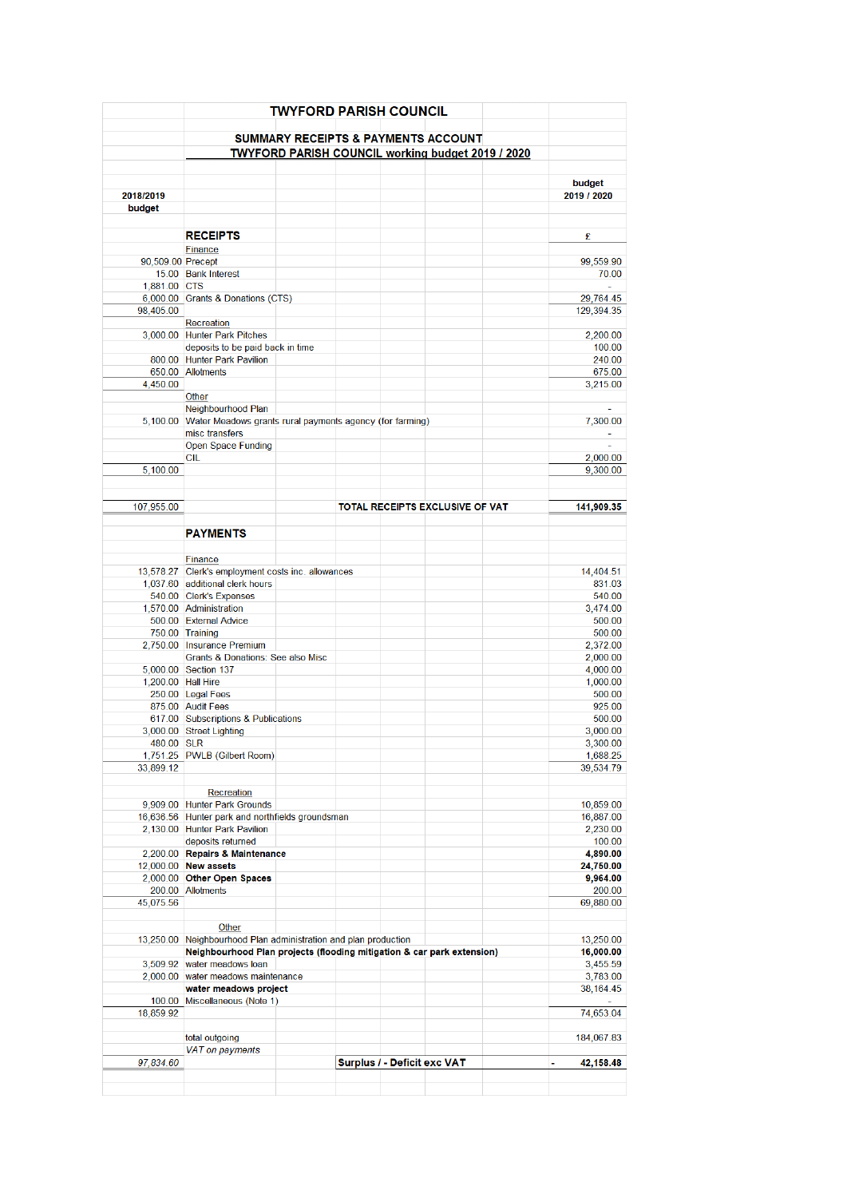# TWYFORD PARISH COUNCIL

## SUMMARY RECEIPTS & PAYMENTS ACCOUNT

## TWYFORD PARISH COUNCIL working budget 2019 / 2020

| 2018/2019 budget | | budget 2019 / 2020 |
|---|---|---|
| | **RECEIPTS** | £ |
| | Finance | |
| 90,509.00 | Precept | 99,559.90 |
| 15.00 | Bank Interest | 70.00 |
| 1,881.00 | CTS | - |
| 6,000.00 | Grants & Donations (CTS) | 29,764.45 |
| 98,405.00 | | 129,394.35 |
| | Recreation | |
| 3,000.00 | Hunter Park Pitches | 2,200.00 |
| | deposits to be paid back in time | 100.00 |
| 800.00 | Hunter Park Pavilion | 240.00 |
| 650.00 | Allotments | 675.00 |
| 4,450.00 | | 3,215.00 |
| | Other | |
| | Neighbourhood Plan | - |
| 5,100.00 | Water Meadows grants rural payments agency (for farming) | 7,300.00 |
| | misc transfers | - |
| | Open Space Funding | - |
| | CIL | 2,000.00 |
| 5,100.00 | | 9,300.00 |
| 107,955.00 | **TOTAL RECEIPTS EXCLUSIVE OF VAT** | **141,909.35** |
| | **PAYMENTS** | |
| | Finance | |
| 13,578.27 | Clerk's employment costs inc. allowances | 14,404.51 |
| 1,037.60 | additional clerk hours | 831.03 |
| 540.00 | Clerk's Expenses | 540.00 |
| 1,570.00 | Administration | 3,474.00 |
| 500.00 | External Advice | 500.00 |
| 750.00 | Training | 500.00 |
| 2,750.00 | Insurance Premium | 2,372.00 |
| | Grants & Donations: See also Misc | 2,000.00 |
| 5,000.00 | Section 137 | 4,000.00 |
| 1,200.00 | Hall Hire | 1,000.00 |
| 250.00 | Legal Fees | 500.00 |
| 875.00 | Audit Fees | 925.00 |
| 617.00 | Subscriptions & Publications | 500.00 |
| 3,000.00 | Street Lighting | 3,000.00 |
| 480.00 | SLR | 3,300.00 |
| 1,751.25 | PWLB (Gilbert Room) | 1,688.25 |
| 33,899.12 | | 39,534.79 |
| | Recreation | |
| 9,909.00 | Hunter Park Grounds | 10,859.00 |
| 16,636.56 | Hunter park and northfields groundsman | 16,887.00 |
| 2,130.00 | Hunter Park Pavilion | 2,230.00 |
| | deposits returned | 100.00 |
| 2,200.00 | **Repairs & Maintenance** | **4,890.00** |
| 12,000.00 | **New assets** | **24,750.00** |
| 2,000.00 | **Other Open Spaces** | **9,964.00** |
| 200.00 | Allotments | 200.00 |
| 45,075.56 | | 69,880.00 |
| | Other | |
| 13,250.00 | Neighbourhood Plan administration and plan production | 13,250.00 |
| | **Neighbourhood Plan projects (flooding mitigation & car park extension)** | **16,000.00** |
| 3,509.92 | water meadows loan | 3,455.59 |
| 2,000.00 | water meadows maintenance | 3,783.00 |
| | **water meadows project** | 38,164.45 |
| 100.00 | Miscellaneous (Note 1) | - |
| 18,859.92 | | 74,653.04 |
| | total outgoing | 184,067.83 |
| | *VAT on payments* | |
| *97,834.60* | **Surplus / - Deficit exc VAT** | **- 42,158.48** |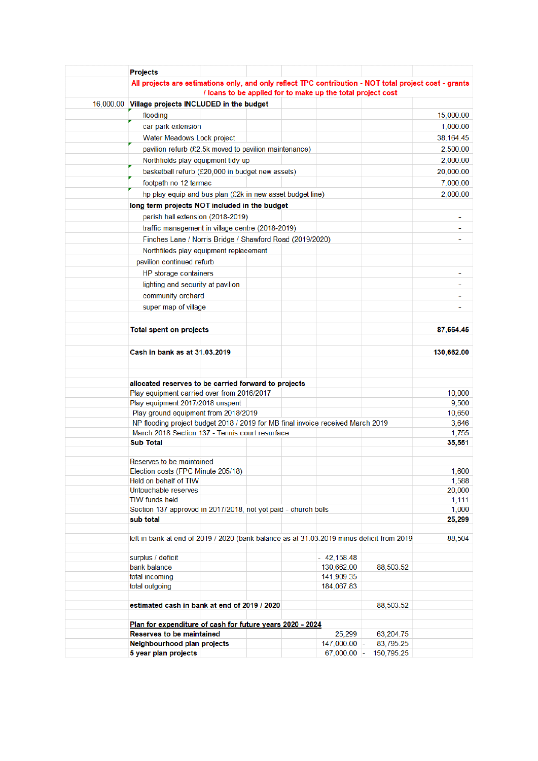| | Projects | | |
|---|---|---|---|
| | All projects are estimations only, and only reflect TPC contribution - NOT total project cost - grants / loans to be applied for to make up the total project cost | | |
| 16,000.00 | **Village projects INCLUDED in the budget** | | |
| | flooding | | 15,000.00 |
| | car park extension | | 1,000.00 |
| | Water Meadows Lock project | | 38,164.45 |
| | pavilion refurb (£2.5k moved to pavilion maintenance) | | 2,500.00 |
| | Northfields play equipment tidy up | | 2,000.00 |
| | basketball refurb (£20,000 in budget new assets) | | 20,000.00 |
| | footpath no 12 tarmac | | 7,000.00 |
| | hp play equip and bus plan (£2k in new asset budget line) | | 2,000.00 |
| | **long term projects NOT included in the budget** | | |
| | parish hall extension (2018-2019) | | - |
| | traffic management in village centre (2018-2019) | | - |
| | Finches Lane / Norris Bridge / Shawford Road (2019/2020) | | - |
| | Northfileds play equipment replacement | | |
| | pavilion continued refurb | | |
| | HP storage containers | | - |
| | lighting and security at pavilion | | - |
| | community orchard | | - |
| | super map of village | | - |
| | | | |
| | **Total spent on projects** | | **87,664.45** |
| | | | |
| | **Cash in bank as at 31.03.2019** | | **130,662.00** |
| | | | |
| | **allocated reserves to be carried forward to projects** | | |
| | Play equipment carried over from 2016/2017 | | 10,000 |
| | Play equipment 2017/2018 unspent | | 9,500 |
| | Play ground equipment from 2018/2019 | | 10,650 |
| | NP flooding project budget 2018 / 2019 for MB final invoice received March 2019 | | 3,646 |
| | March 2018 Section 137 - Tennis court resurface | | 1,755 |
| | **Sub Total** | | **35,551** |
| | | | |
| | Reserves to be maintained | | |
| | Election costs (FPC Minute 205/18) | | 1,600 |
| | Held on behalf of TIW | | 1,588 |
| | Untouchable reserves | | 20,000 |
| | TIW funds held | | 1,111 |
| | Section 137 approved in 2017/2018, not yet paid - church bells | | 1,000 |
| | **sub total** | | **25,299** |
| | | | |
| | left in bank at end of 2019 / 2020 (bank balance as at 31.03.2019 minus deficit from 2019 | | 88,504 |
| | | | |
| | surplus / deficit | - 42,158.48 | |
| | bank balance | 130,662.00 | 88,503.52 |
| | total incoming | 141,909.35 | |
| | total outgoing | 184,067.83 | |
| | | | |
| | **estimated cash in bank at end of 2019 / 2020** | | 88,503.52 |
| | | | |
| | **Plan for expenditure of cash for future years 2020 - 2024** | | |
| | **Reserves to be maintained** | 25,299 | 63,204.75 |
| | **Neighbourhood plan projects** | 147,000.00 | - 83,795.25 |
| | **5 year plan projects** | 67,000.00 | - 150,795.25 |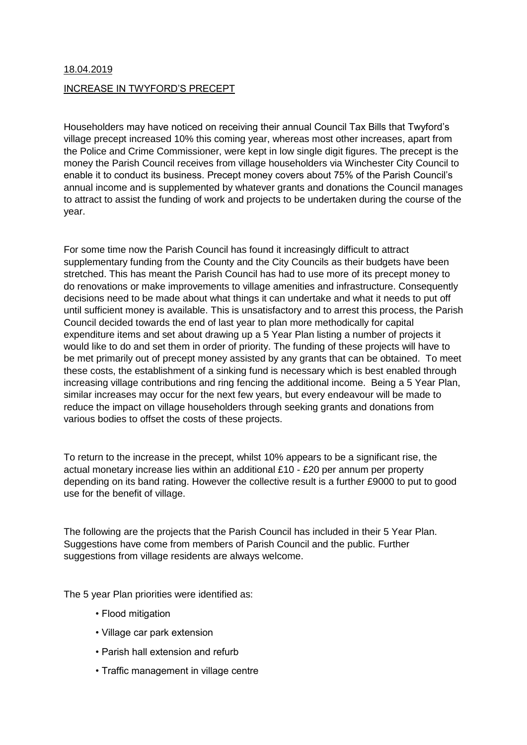18.04.2019

INCREASE IN TWYFORD'S PRECEPT

Householders may have noticed on receiving their annual Council Tax Bills that Twyford's village precept increased 10% this coming year, whereas most other increases, apart from the Police and Crime Commissioner, were kept in low single digit figures. The precept is the money the Parish Council receives from village householders via Winchester City Council to enable it to conduct its business. Precept money covers about 75% of the Parish Council's annual income and is supplemented by whatever grants and donations the Council manages to attract to assist the funding of work and projects to be undertaken during the course of the year.

For some time now the Parish Council has found it increasingly difficult to attract supplementary funding from the County and the City Councils as their budgets have been stretched. This has meant the Parish Council has had to use more of its precept money to do renovations or make improvements to village amenities and infrastructure. Consequently decisions need to be made about what things it can undertake and what it needs to put off until sufficient money is available. This is unsatisfactory and to arrest this process, the Parish Council decided towards the end of last year to plan more methodically for capital expenditure items and set about drawing up a 5 Year Plan listing a number of projects it would like to do and set them in order of priority. The funding of these projects will have to be met primarily out of precept money assisted by any grants that can be obtained. To meet these costs, the establishment of a sinking fund is necessary which is best enabled through increasing village contributions and ring fencing the additional income. Being a 5 Year Plan, similar increases may occur for the next few years, but every endeavour will be made to reduce the impact on village householders through seeking grants and donations from various bodies to offset the costs of these projects.

To return to the increase in the precept, whilst 10% appears to be a significant rise, the actual monetary increase lies within an additional £10 - £20 per annum per property depending on its band rating. However the collective result is a further £9000 to put to good use for the benefit of village.

The following are the projects that the Parish Council has included in their 5 Year Plan. Suggestions have come from members of Parish Council and the public. Further suggestions from village residents are always welcome.

The 5 year Plan priorities were identified as:

- Flood mitigation
- Village car park extension
- Parish hall extension and refurb
- Traffic management in village centre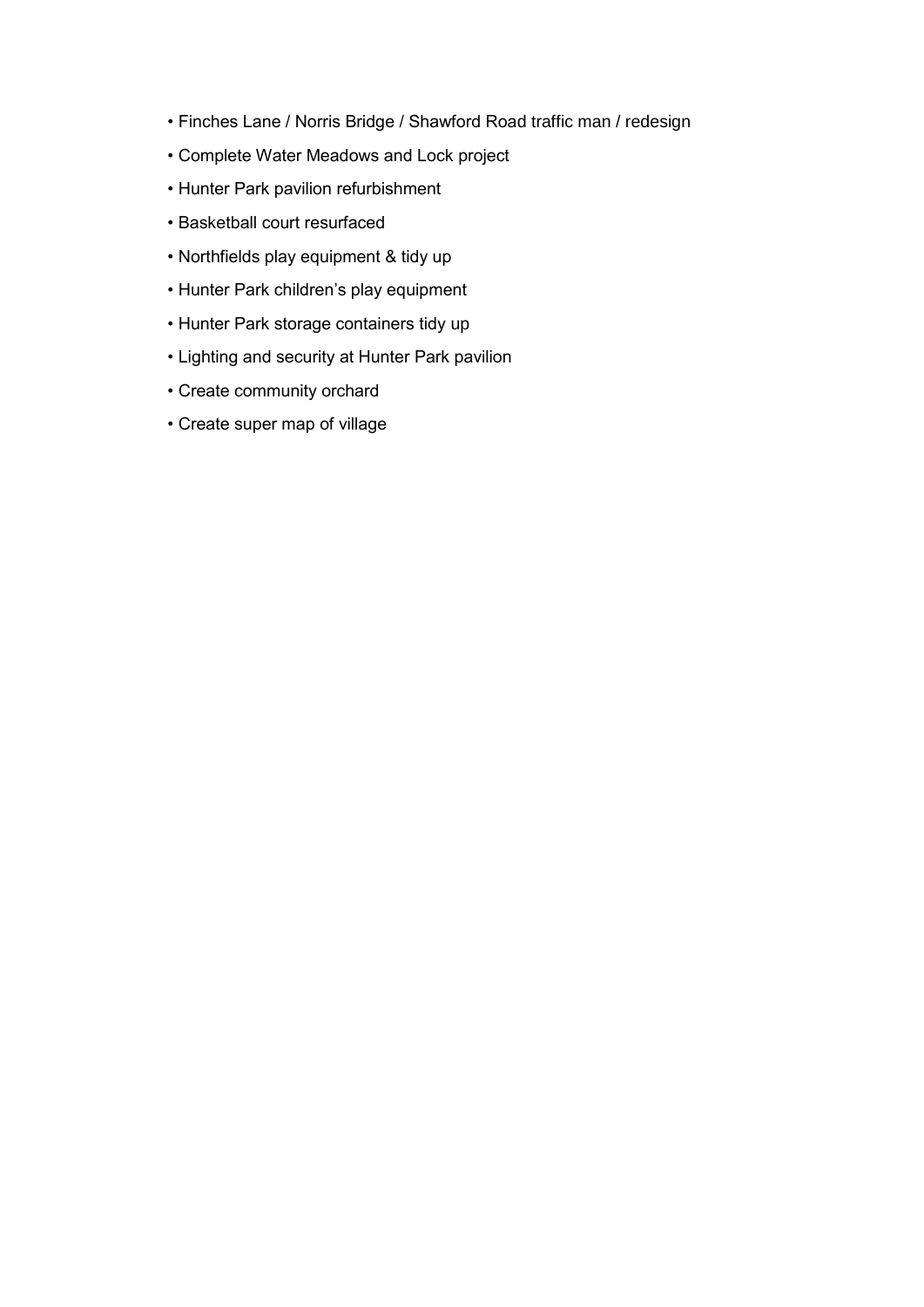- Finches Lane / Norris Bridge / Shawford Road traffic man / redesign
- Complete Water Meadows and Lock project
- Hunter Park pavilion refurbishment
- Basketball court resurfaced
- Northfields play equipment & tidy up
- Hunter Park children's play equipment
- Hunter Park storage containers tidy up
- Lighting and security at Hunter Park pavilion
- Create community orchard
- Create super map of village